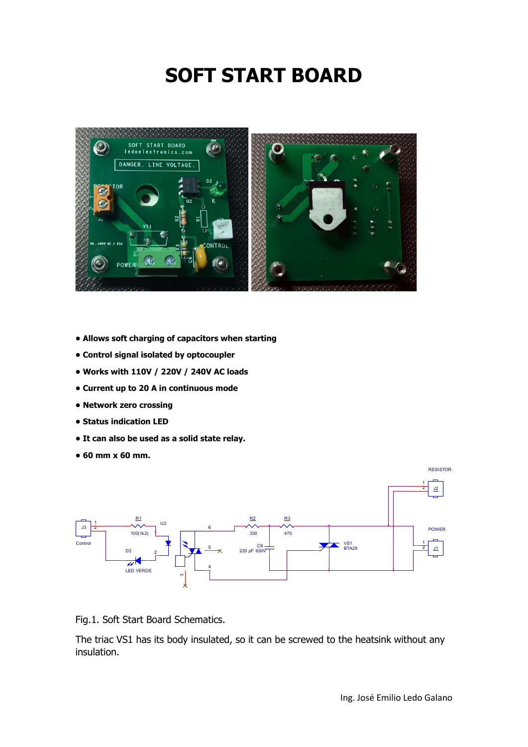# SOFT START BOARD

- Allows soft charging of capacitors when starting
- Control signal isolated by optocoupler
- Works with 110V / 220V / 240V AC loads
- Current up to 20 A in continuous mode
- Network zero crossing
- Status indication LED
- It can also be used as a solid state relay.
- 60 mm x 60 mm.

Fig.1. Soft Start Board Schematics.

The triac VS1 has its body insulated, so it can be screwed to the heatsink without any insulation.

Ing. José Emilio Ledo Galano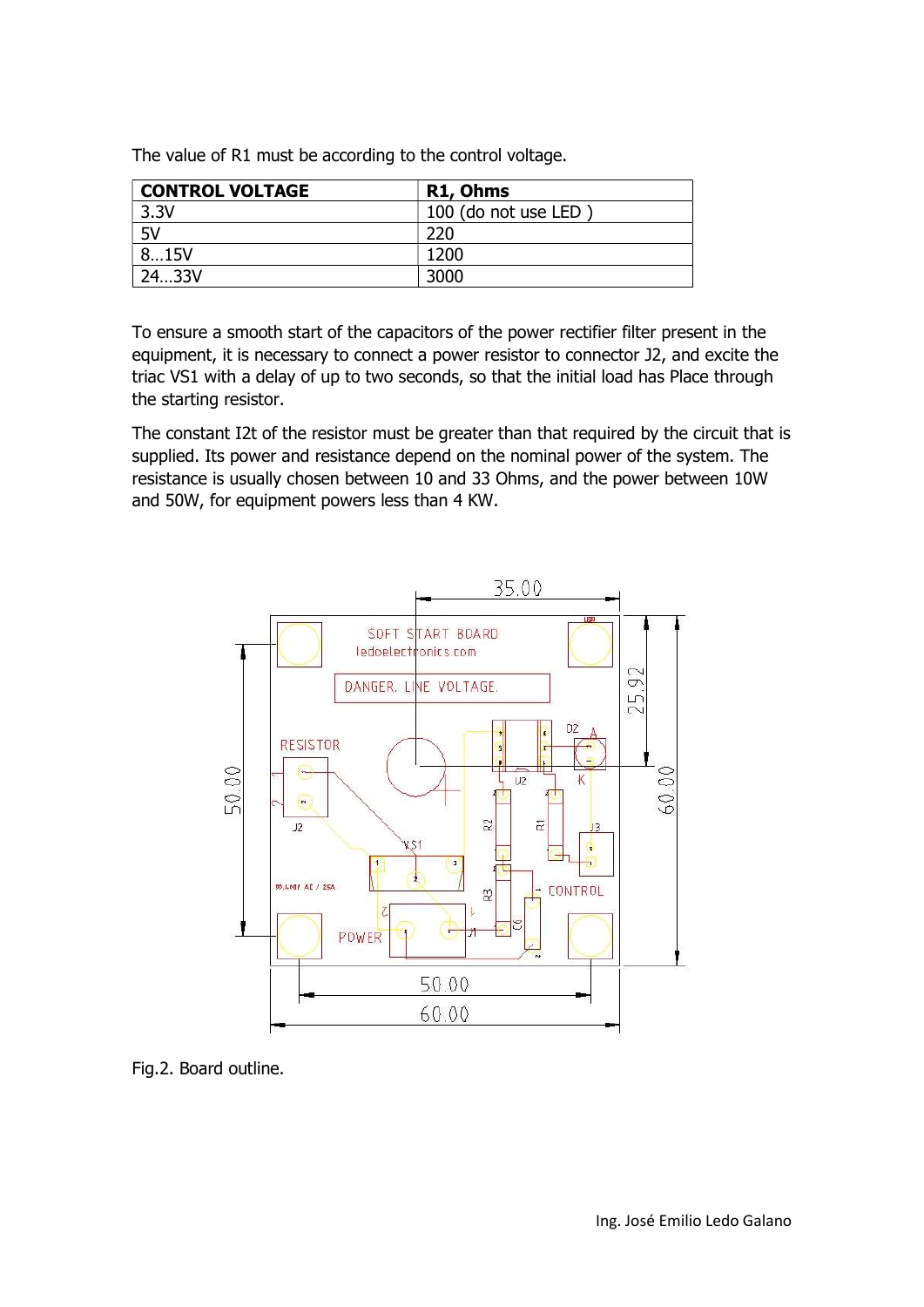The value of R1 must be according to the control voltage.

| CONTROL VOLTAGE | R1, Ohms |
|---|---|
| 3.3V | 100 (do not use LED ) |
| 5V | 220 |
| 8…15V | 1200 |
| 24…33V | 3000 |

To ensure a smooth start of the capacitors of the power rectifier filter present in the equipment, it is necessary to connect a power resistor to connector J2, and excite the triac VS1 with a delay of up to two seconds, so that the initial load has Place through the starting resistor.

The constant I2t of the resistor must be greater than that required by the circuit that is supplied. Its power and resistance depend on the nominal power of the system. The resistance is usually chosen between 10 and 33 Ohms, and the power between 10W and 50W, for equipment powers less than 4 KW.

Fig.2. Board outline.